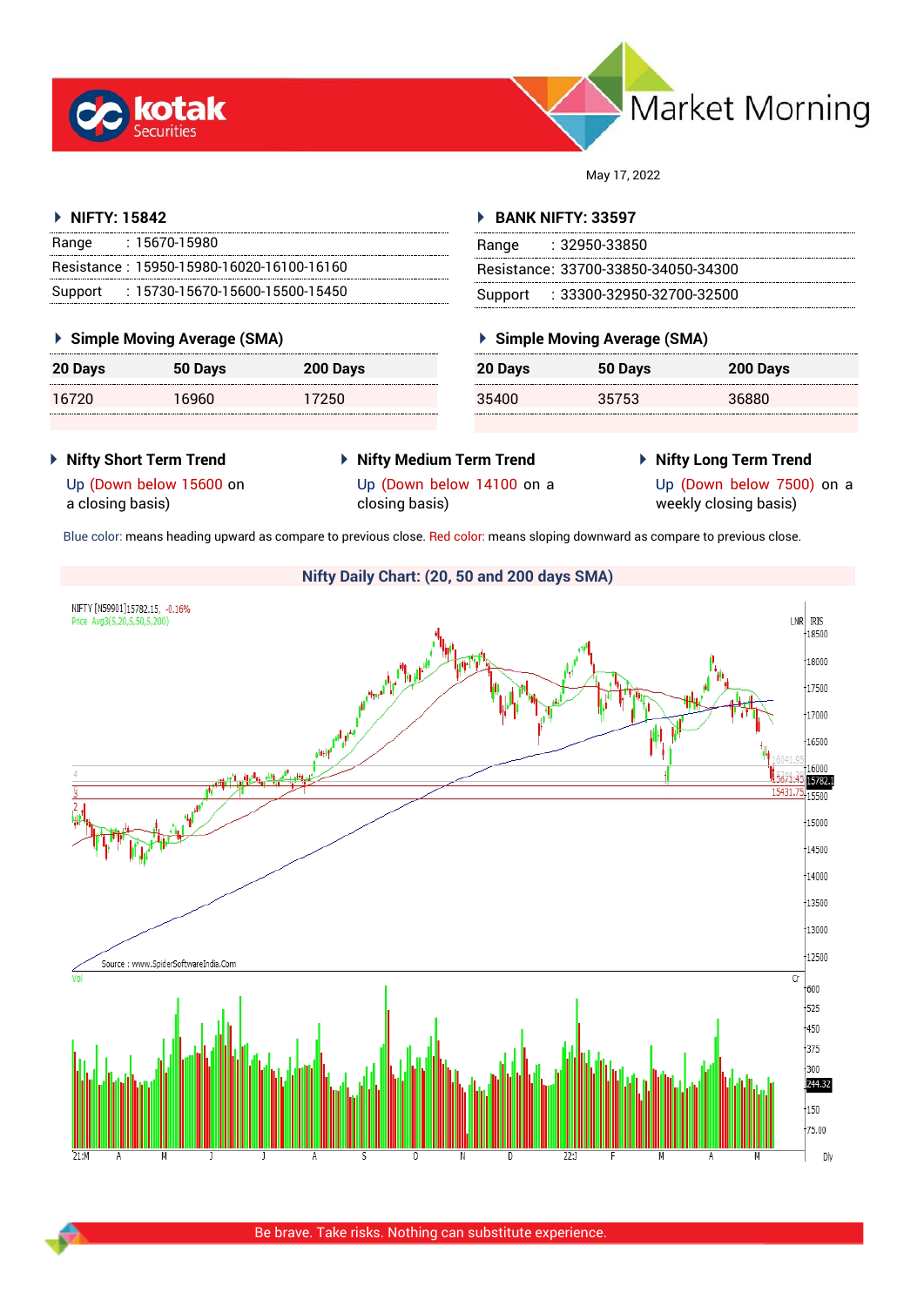# Market Morning

May 17, 2022

## NIFTY: 15842

| | |
|---|---|
| Range | : 15670-15980 |
| Resistance | : 15950-15980-16020-16100-16160 |
| Support | : 15730-15670-15600-15500-15450 |

### Simple Moving Average (SMA)

| 20 Days | 50 Days | 200 Days |
|---|---|---|
| 16720 | 16960 | 17250 |

## BANK NIFTY: 33597

| | |
|---|---|
| Range | : 32950-33850 |
| Resistance | : 33700-33850-34050-34300 |
| Support | : 33300-32950-32700-32500 |

### Simple Moving Average (SMA)

| 20 Days | 50 Days | 200 Days |
|---|---|---|
| 35400 | 35753 | 36880 |

### Nifty Short Term Trend

Up (Down below 15600 on a closing basis)

### Nifty Medium Term Trend

Up (Down below 14100 on a closing basis)

### Nifty Long Term Trend

Up (Down below 7500) on a weekly closing basis)

Blue color: means heading upward as compare to previous close. Red color: means sloping downward as compare to previous close.

### Nifty Daily Chart: (20, 50 and 200 days SMA)

Be brave. Take risks. Nothing can substitute experience.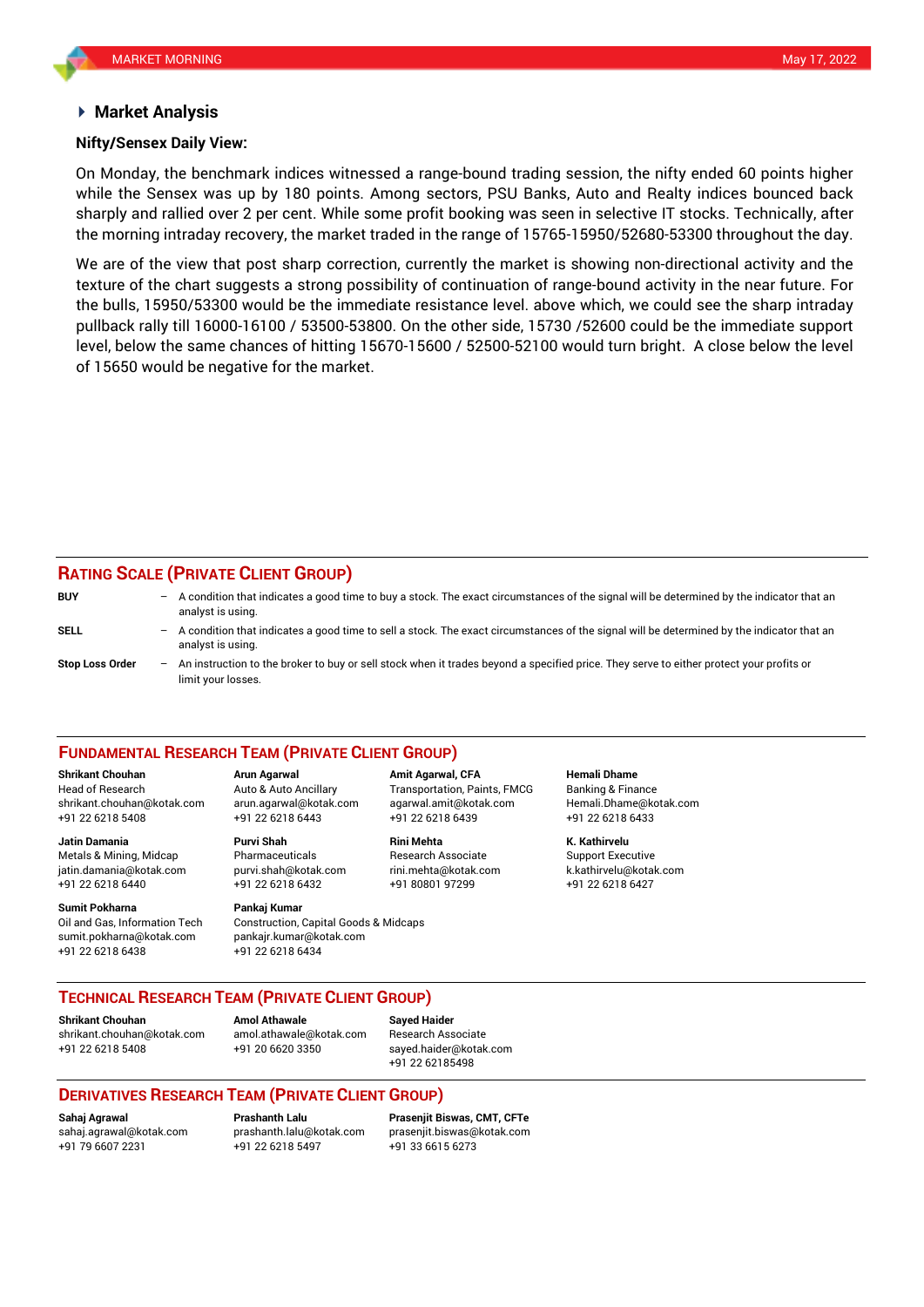## Market Analysis

### Nifty/Sensex Daily View:

On Monday, the benchmark indices witnessed a range-bound trading session, the nifty ended 60 points higher while the Sensex was up by 180 points. Among sectors, PSU Banks, Auto and Realty indices bounced back sharply and rallied over 2 per cent. While some profit booking was seen in selective IT stocks. Technically, after the morning intraday recovery, the market traded in the range of 15765-15950/52680-53300 throughout the day.

We are of the view that post sharp correction, currently the market is showing non-directional activity and the texture of the chart suggests a strong possibility of continuation of range-bound activity in the near future. For the bulls, 15950/53300 would be the immediate resistance level. above which, we could see the sharp intraday pullback rally till 16000-16100 / 53500-53800. On the other side, 15730 /52600 could be the immediate support level, below the same chances of hitting 15670-15600 / 52500-52100 would turn bright. A close below the level of 15650 would be negative for the market.

## RATING SCALE (PRIVATE CLIENT GROUP)

**BUY** – A condition that indicates a good time to buy a stock. The exact circumstances of the signal will be determined by the indicator that an analyst is using.

**SELL** – A condition that indicates a good time to sell a stock. The exact circumstances of the signal will be determined by the indicator that an analyst is using.

**Stop Loss Order** – An instruction to the broker to buy or sell stock when it trades beyond a specified price. They serve to either protect your profits or limit your losses.

## FUNDAMENTAL RESEARCH TEAM (PRIVATE CLIENT GROUP)

**Shrikant Chouhan**
Head of Research
shrikant.chouhan@kotak.com
+91 22 6218 5408

**Arun Agarwal**
Auto & Auto Ancillary
arun.agarwal@kotak.com
+91 22 6218 6443

**Amit Agarwal, CFA**
Transportation, Paints, FMCG
agarwal.amit@kotak.com
+91 22 6218 6439

**Hemali Dhame**
Banking & Finance
Hemali.Dhame@kotak.com
+91 22 6218 6433

**Jatin Damania**
Metals & Mining, Midcap
jatin.damania@kotak.com
+91 22 6218 6440

**Purvi Shah**
Pharmaceuticals
purvi.shah@kotak.com
+91 22 6218 6432

**Rini Mehta**
Research Associate
rini.mehta@kotak.com
+91 80801 97299

**K. Kathirvelu**
Support Executive
k.kathirvelu@kotak.com
+91 22 6218 6427

**Sumit Pokharna**
Oil and Gas, Information Tech
sumit.pokharna@kotak.com
+91 22 6218 6438

**Pankaj Kumar**
Construction, Capital Goods & Midcaps
pankajr.kumar@kotak.com
+91 22 6218 6434

## TECHNICAL RESEARCH TEAM (PRIVATE CLIENT GROUP)

**Shrikant Chouhan**
shrikant.chouhan@kotak.com
+91 22 6218 5408

**Amol Athawale**
amol.athawale@kotak.com
+91 20 6620 3350

**Sayed Haider**
Research Associate
sayed.haider@kotak.com
+91 22 62185498

## DERIVATIVES RESEARCH TEAM (PRIVATE CLIENT GROUP)

**Sahaj Agrawal**
sahaj.agrawal@kotak.com
+91 79 6607 2231

**Prashanth Lalu**
prashanth.lalu@kotak.com
+91 22 6218 5497

**Prasenjit Biswas, CMT, CFTe**
prasenjit.biswas@kotak.com
+91 33 6615 6273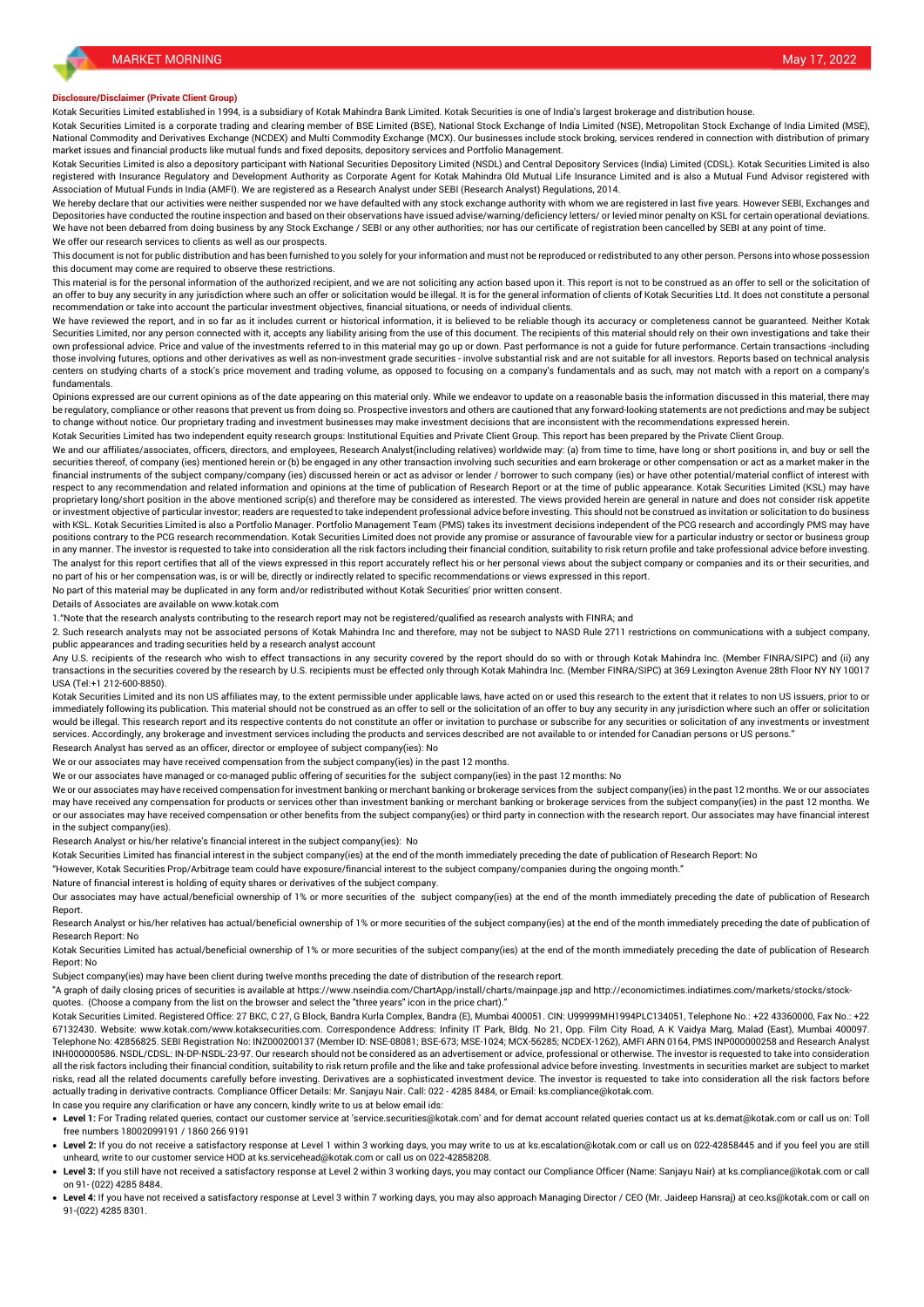**Disclosure/Disclaimer (Private Client Group)**

Kotak Securities Limited established in 1994, is a subsidiary of Kotak Mahindra Bank Limited. Kotak Securities is one of India's largest brokerage and distribution house.

Kotak Securities Limited is a corporate trading and clearing member of BSE Limited (BSE), National Stock Exchange of India Limited (NSE), Metropolitan Stock Exchange of India Limited (MSE), National Commodity and Derivatives Exchange (NCDEX) and Multi Commodity Exchange (MCX). Our businesses include stock broking, services rendered in connection with distribution of primary market issues and financial products like mutual funds and fixed deposits, depository services and Portfolio Management.

Kotak Securities Limited is also a depository participant with National Securities Depository Limited (NSDL) and Central Depository Services (India) Limited (CDSL). Kotak Securities Limited is also registered with Insurance Regulatory and Development Authority as Corporate Agent for Kotak Mahindra Old Mutual Life Insurance Limited and is also a Mutual Fund Advisor registered with Association of Mutual Funds in India (AMFI). We are registered as a Research Analyst under SEBI (Research Analyst) Regulations, 2014.

We hereby declare that our activities were neither suspended nor we have defaulted with any stock exchange authority with whom we are registered in last five years. However SEBI, Exchanges and Depositories have conducted the routine inspection and based on their observations have issued advise/warning/deficiency letters/ or levied minor penalty on KSL for certain operational deviations. We have not been debarred from doing business by any Stock Exchange / SEBI or any other authorities; nor has our certificate of registration been cancelled by SEBI at any point of time.

We offer our research services to clients as well as our prospects.

This document is not for public distribution and has been furnished to you solely for your information and must not be reproduced or redistributed to any other person. Persons into whose possession this document may come are required to observe these restrictions.

This material is for the personal information of the authorized recipient, and we are not soliciting any action based upon it. This report is not to be construed as an offer to sell or the solicitation of an offer to buy any security in any jurisdiction where such an offer or solicitation would be illegal. It is for the general information of clients of Kotak Securities Ltd. It does not constitute a personal recommendation or take into account the particular investment objectives, financial situations, or needs of individual clients.

We have reviewed the report, and in so far as it includes current or historical information, it is believed to be reliable though its accuracy or completeness cannot be guaranteed. Neither Kotak Securities Limited, nor any person connected with it, accepts any liability arising from the use of this document. The recipients of this material should rely on their own investigations and take their own professional advice. Price and value of the investments referred to in this material may go up or down. Past performance is not a guide for future performance. Certain transactions -including those involving futures, options and other derivatives as well as non-investment grade securities - involve substantial risk and are not suitable for all investors. Reports based on technical analysis centers on studying charts of a stock's price movement and trading volume, as opposed to focusing on a company's fundamentals and as such, may not match with a report on a company's fundamentals.

Opinions expressed are our current opinions as of the date appearing on this material only. While we endeavor to update on a reasonable basis the information discussed in this material, there may be regulatory, compliance or other reasons that prevent us from doing so. Prospective investors and others are cautioned that any forward-looking statements are not predictions and may be subject to change without notice. Our proprietary trading and investment businesses may make investment decisions that are inconsistent with the recommendations expressed herein.

Kotak Securities Limited has two independent equity research groups: Institutional Equities and Private Client Group. This report has been prepared by the Private Client Group.

We and our affiliates/associates, officers, directors, and employees, Research Analyst(including relatives) worldwide may: (a) from time to time, have long or short positions in, and buy or sell the securities thereof, of company (ies) mentioned herein or (b) be engaged in any other transaction involving such securities and earn brokerage or other compensation or act as a market maker in the financial instruments of the subject company/company (ies) discussed herein or act as advisor or lender / borrower to such company (ies) or have other potential/material conflict of interest with respect to any recommendation and related information and opinions at the time of publication of Research Report or at the time of public appearance. Kotak Securities Limited (KSL) may have proprietary long/short position in the above mentioned scrip(s) and therefore may be considered as interested. The views provided herein are general in nature and does not consider risk appetite or investment objective of particular investor; readers are requested to take independent professional advice before investing. This should not be construed as invitation or solicitation to do business with KSL. Kotak Securities Limited is also a Portfolio Manager. Portfolio Management Team (PMS) takes its investment decisions independent of the PCG research and accordingly PMS may have positions contrary to the PCG research recommendation. Kotak Securities Limited does not provide any promise or assurance of favourable view for a particular industry or sector or business group in any manner. The investor is requested to take into consideration all the risk factors including their financial condition, suitability to risk return profile and take professional advice before investing.

The analyst for this report certifies that all of the views expressed in this report accurately reflect his or her personal views about the subject company or companies and its or their securities, and no part of his or her compensation was, is or will be, directly or indirectly related to specific recommendations or views expressed in this report.

No part of this material may be duplicated in any form and/or redistributed without Kotak Securities' prior written consent.

Details of Associates are available on www.kotak.com

1."Note that the research analysts contributing to the research report may not be registered/qualified as research analysts with FINRA; and

2. Such research analysts may not be associated persons of Kotak Mahindra Inc and therefore, may not be subject to NASD Rule 2711 restrictions on communications with a subject company, public appearances and trading securities held by a research analyst account

Any U.S. recipients of the research who wish to effect transactions in any security covered by the report should do so with or through Kotak Mahindra Inc. (Member FINRA/SIPC) and (ii) any transactions in the securities covered by the research by U.S. recipients must be effected only through Kotak Mahindra Inc. (Member FINRA/SIPC) at 369 Lexington Avenue 28th Floor NY NY 10017 USA (Tel:+1 212-600-8850).

Kotak Securities Limited and its non US affiliates may, to the extent permissible under applicable laws, have acted on or used this research to the extent that it relates to non US issuers, prior to or immediately following its publication. This material should not be construed as an offer to sell or the solicitation of an offer to buy any security in any jurisdiction where such an offer or solicitation would be illegal. This research report and its respective contents do not constitute an offer or invitation to purchase or subscribe for any securities or solicitation of any investments or investment services. Accordingly, any brokerage and investment services including the products and services described are not available to or intended for Canadian persons or US persons."

Research Analyst has served as an officer, director or employee of subject company(ies): No

We or our associates may have received compensation from the subject company(ies) in the past 12 months.

We or our associates have managed or co-managed public offering of securities for the subject company(ies) in the past 12 months: No

We or our associates may have received compensation for investment banking or merchant banking or brokerage services from the subject company(ies) in the past 12 months. We or our associates may have received any compensation for products or services other than investment banking or merchant banking or brokerage services from the subject company(ies) in the past 12 months. We or our associates may have received compensation or other benefits from the subject company(ies) or third party in connection with the research report. Our associates may have financial interest in the subject company(ies).

Research Analyst or his/her relative's financial interest in the subject company(ies): No

Kotak Securities Limited has financial interest in the subject company(ies) at the end of the month immediately preceding the date of publication of Research Report: No

"However, Kotak Securities Prop/Arbitrage team could have exposure/financial interest to the subject company/companies during the ongoing month."

Nature of financial interest is holding of equity shares or derivatives of the subject company.

Our associates may have actual/beneficial ownership of 1% or more securities of the subject company(ies) at the end of the month immediately preceding the date of publication of Research Report.

Research Analyst or his/her relatives has actual/beneficial ownership of 1% or more securities of the subject company(ies) at the end of the month immediately preceding the date of publication of Research Report: No

Kotak Securities Limited has actual/beneficial ownership of 1% or more securities of the subject company(ies) at the end of the month immediately preceding the date of publication of Research Report: No

Subject company(ies) may have been client during twelve months preceding the date of distribution of the research report.

"A graph of daily closing prices of securities is available at https://www.nseindia.com/ChartApp/install/charts/mainpage.jsp and http://economictimes.indiatimes.com/markets/stocks/stock-quotes. (Choose a company from the list on the browser and select the "three years" icon in the price chart)."

Kotak Securities Limited. Registered Office: 27 BKC, C 27, G Block, Bandra Kurla Complex, Bandra (E), Mumbai 400051. CIN: U99999MH1994PLC134051, Telephone No.: +22 43360000, Fax No.: +22 67132430. Website: www.kotak.com/www.kotaksecurities.com. Correspondence Address: Infinity IT Park, Bldg. No 21, Opp. Film City Road, A K Vaidya Marg, Malad (East), Mumbai 400097. Telephone No: 42856825. SEBI Registration No: INZ000200137 (Member ID: NSE-08081; BSE-673; MSE-1024; MCX-56285; NCDEX-1262), AMFI ARN 0164, PMS INP000000258 and Research Analyst INH000000586. NSDL/CDSL: IN-DP-NSDL-23-97. Our research should not be considered as an advertisement or advice, professional or otherwise. The investor is requested to take into consideration all the risk factors including their financial condition, suitability to risk return profile and the like and take professional advice before investing. Investments in securities market are subject to market risks, read all the related documents carefully before investing. Derivatives are a sophisticated investment device. The investor is requested to take into consideration all the risk factors before actually trading in derivative contracts. Compliance Officer Details: Mr. Sanjayu Nair. Call: 022 - 4285 8484, or Email: ks.compliance@kotak.com.

In case you require any clarification or have any concern, kindly write to us at below email ids:

- **Level 1:** For Trading related queries, contact our customer service at 'service.securities@kotak.com' and for demat account related queries contact us at ks.demat@kotak.com or call us on: Toll free numbers 18002099191 / 1860 266 9191
- **Level 2:** If you do not receive a satisfactory response at Level 1 within 3 working days, you may write to us at ks.escalation@kotak.com or call us on 022-42858445 and if you feel you are still unheard, write to our customer service HOD at ks.servicehead@kotak.com or call us on 022-42858208.
- **Level 3:** If you still have not received a satisfactory response at Level 2 within 3 working days, you may contact our Compliance Officer (Name: Sanjayu Nair) at ks.compliance@kotak.com or call on 91- (022) 4285 8484.
- **Level 4:** If you have not received a satisfactory response at Level 3 within 7 working days, you may also approach Managing Director / CEO (Mr. Jaideep Hansraj) at ceo.ks@kotak.com or call on 91-(022) 4285 8301.